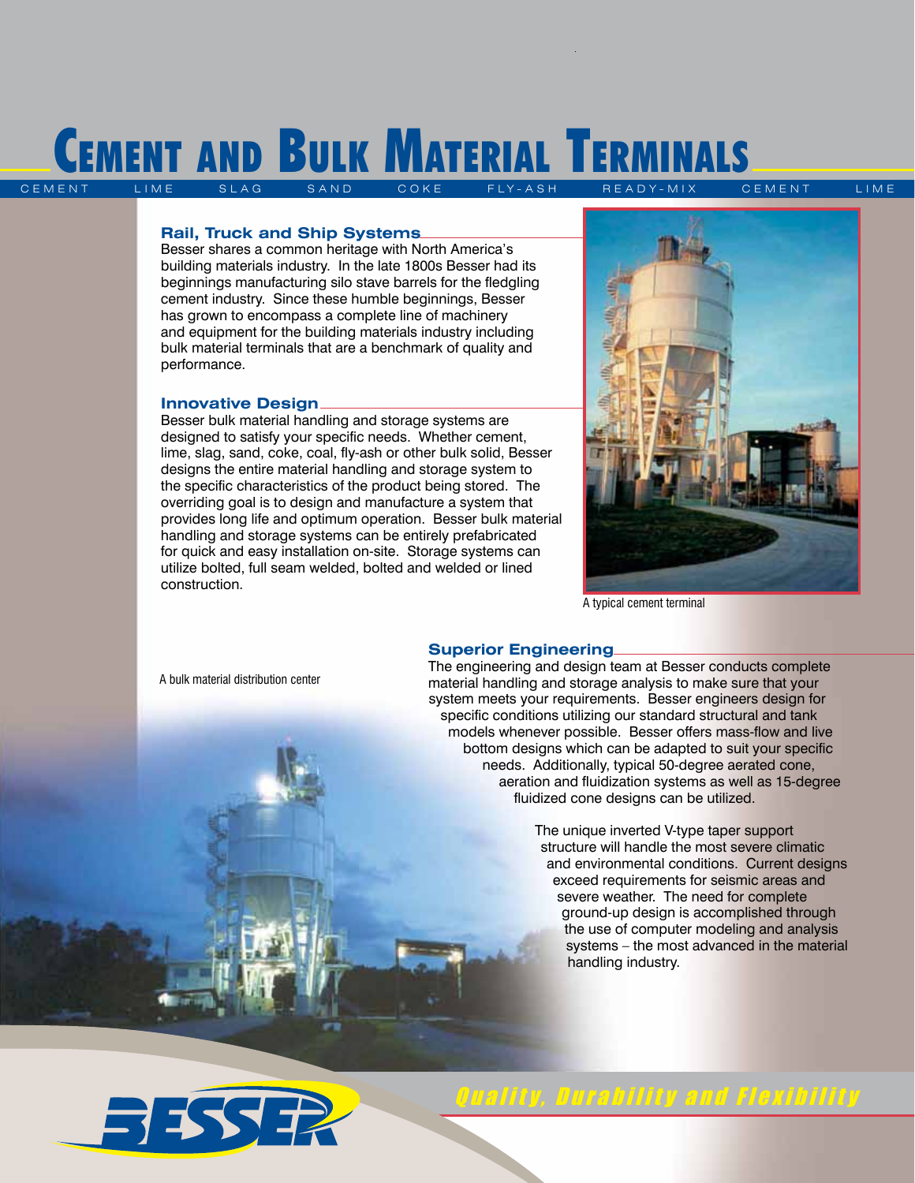# Cement and Bulk Material Terminals

CEMENT LIME SLAG SAND COKE FLY-ASH READY-MIX CEMENT LIME

## Rail, Truck and Ship Systems

Besser shares a common heritage with North America's building materials industry. In the late 1800s Besser had its beginnings manufacturing silo stave barrels for the fledgling cement industry. Since these humble beginnings, Besser has grown to encompass a complete line of machinery and equipment for the building materials industry including bulk material terminals that are a benchmark of quality and performance.

## Innovative Design

Besser bulk material handling and storage systems are designed to satisfy your specific needs. Whether cement, lime, slag, sand, coke, coal, fly-ash or other bulk solid, Besser designs the entire material handling and storage system to the specific characteristics of the product being stored. The overriding goal is to design and manufacture a system that provides long life and optimum operation. Besser bulk material handling and storage systems can be entirely prefabricated for quick and easy installation on-site. Storage systems can utilize bolted, full seam welded, bolted and welded or lined construction.

A typical cement terminal

A bulk material distribution center

## Superior Engineering

The engineering and design team at Besser conducts complete material handling and storage analysis to make sure that your system meets your requirements. Besser engineers design for specific conditions utilizing our standard structural and tank models whenever possible. Besser offers mass-flow and live bottom designs which can be adapted to suit your specific needs. Additionally, typical 50-degree aerated cone, aeration and fluidization systems as well as 15-degree fluidized cone designs can be utilized.

The unique inverted V-type taper support structure will handle the most severe climatic and environmental conditions. Current designs exceed requirements for seismic areas and severe weather. The need for complete ground-up design is accomplished through the use of computer modeling and analysis systems – the most advanced in the material handling industry.

BESSER

*Quality, Durability and Flexibility*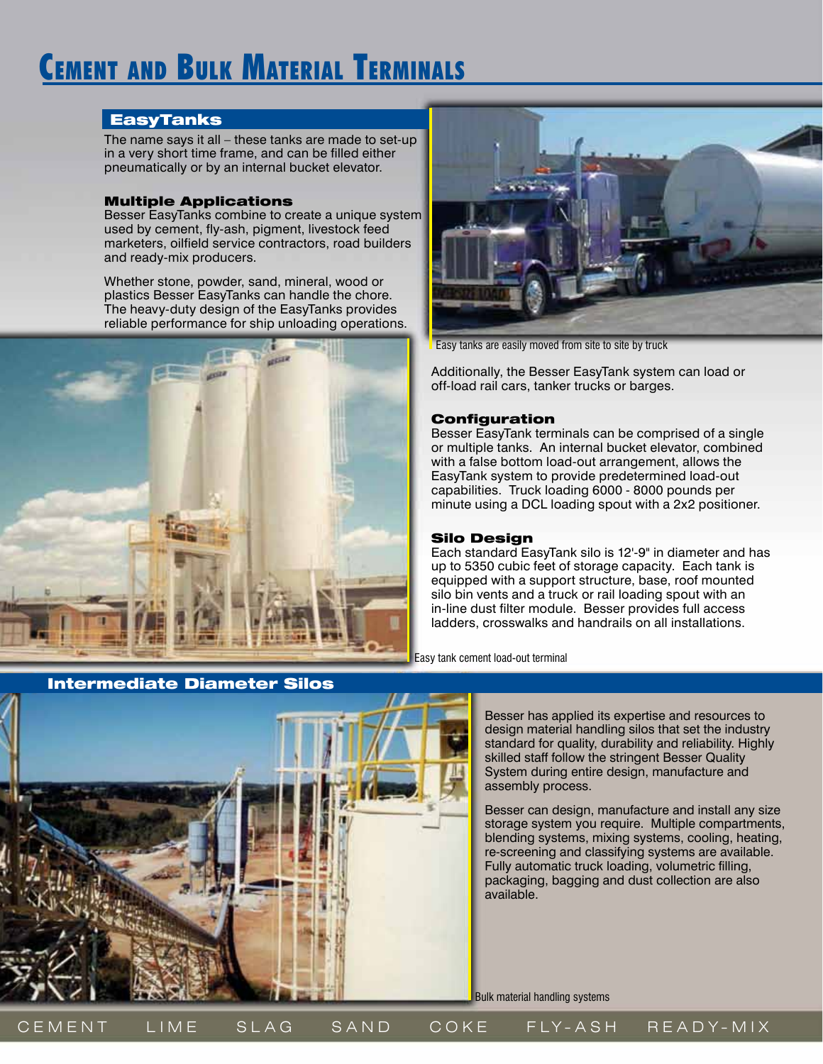# Cement and Bulk Material Terminals

## EasyTanks

The name says it all – these tanks are made to set-up in a very short time frame, and can be filled either pneumatically or by an internal bucket elevator.

### Multiple Applications

Besser EasyTanks combine to create a unique system used by cement, fly-ash, pigment, livestock feed marketers, oilfield service contractors, road builders and ready-mix producers.

Whether stone, powder, sand, mineral, wood or plastics Besser EasyTanks can handle the chore. The heavy-duty design of the EasyTanks provides reliable performance for ship unloading operations.

Easy tanks are easily moved from site to site by truck

Additionally, the Besser EasyTank system can load or off-load rail cars, tanker trucks or barges.

### Configuration

Besser EasyTank terminals can be comprised of a single or multiple tanks. An internal bucket elevator, combined with a false bottom load-out arrangement, allows the EasyTank system to provide predetermined load-out capabilities. Truck loading 6000 - 8000 pounds per minute using a DCL loading spout with a 2x2 positioner.

### Silo Design

Each standard EasyTank silo is 12'-9" in diameter and has up to 5350 cubic feet of storage capacity. Each tank is equipped with a support structure, base, roof mounted silo bin vents and a truck or rail loading spout with an in-line dust filter module. Besser provides full access ladders, crosswalks and handrails on all installations.

Easy tank cement load-out terminal

## Intermediate Diameter Silos

Besser has applied its expertise and resources to design material handling silos that set the industry standard for quality, durability and reliability. Highly skilled staff follow the stringent Besser Quality System during entire design, manufacture and assembly process.

Besser can design, manufacture and install any size storage system you require. Multiple compartments, blending systems, mixing systems, cooling, heating, re-screening and classifying systems are available. Fully automatic truck loading, volumetric filling, packaging, bagging and dust collection are also available.

Bulk material handling systems

CEMENT LIME SLAG SAND COKE FLY-ASH READY-MIX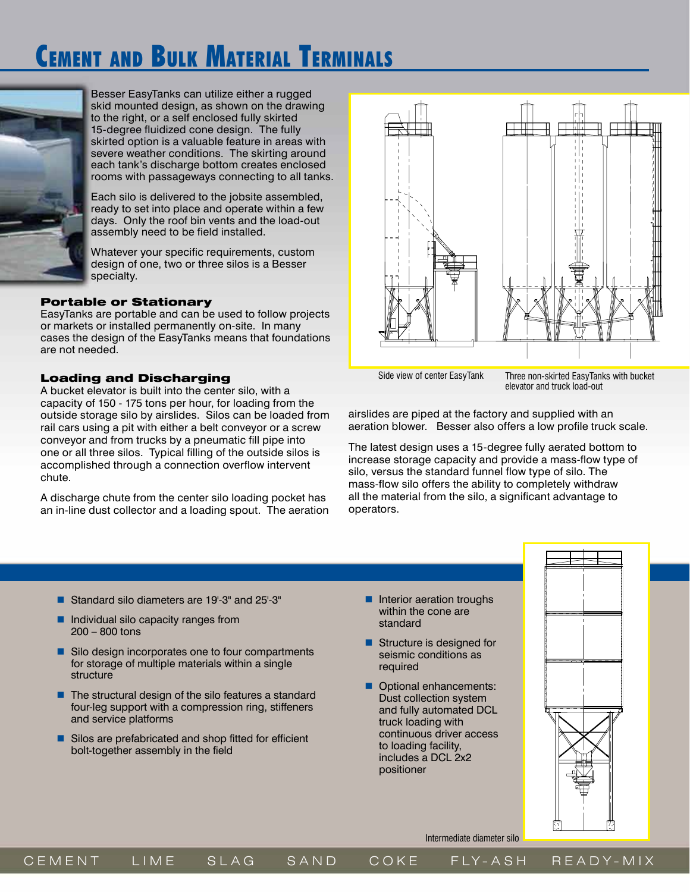# Cement and Bulk Material Terminals

Besser EasyTanks can utilize either a rugged skid mounted design, as shown on the drawing to the right, or a self enclosed fully skirted 15-degree fluidized cone design. The fully skirted option is a valuable feature in areas with severe weather conditions. The skirting around each tank's discharge bottom creates enclosed rooms with passageways connecting to all tanks.

Each silo is delivered to the jobsite assembled, ready to set into place and operate within a few days. Only the roof bin vents and the load-out assembly need to be field installed.

Whatever your specific requirements, custom design of one, two or three silos is a Besser specialty.

### Portable or Stationary

EasyTanks are portable and can be used to follow projects or markets or installed permanently on-site. In many cases the design of the EasyTanks means that foundations are not needed.

### Loading and Discharging

A bucket elevator is built into the center silo, with a capacity of 150 - 175 tons per hour, for loading from the outside storage silo by airslides. Silos can be loaded from rail cars using a pit with either a belt conveyor or a screw conveyor and from trucks by a pneumatic fill pipe into one or all three silos. Typical filling of the outside silos is accomplished through a connection overflow intervent chute.

A discharge chute from the center silo loading pocket has an in-line dust collector and a loading spout. The aeration airslides are piped at the factory and supplied with an aeration blower. Besser also offers a low profile truck scale.

The latest design uses a 15-degree fully aerated bottom to increase storage capacity and provide a mass-flow type of silo, versus the standard funnel flow type of silo. The mass-flow silo offers the ability to completely withdraw all the material from the silo, a significant advantage to operators.

Side view of center EasyTank

Three non-skirted EasyTanks with bucket elevator and truck load-out

- Standard silo diameters are 19'-3" and 25'-3"
- Individual silo capacity ranges from 200 – 800 tons
- Silo design incorporates one to four compartments for storage of multiple materials within a single structure
- The structural design of the silo features a standard four-leg support with a compression ring, stiffeners and service platforms
- Silos are prefabricated and shop fitted for efficient bolt-together assembly in the field
- Interior aeration troughs within the cone are standard
- Structure is designed for seismic conditions as required
- Optional enhancements: Dust collection system and fully automated DCL truck loading with continuous driver access to loading facility, includes a DCL 2x2 positioner

Intermediate diameter silo

CEMENT LIME SLAG SAND COKE FLY-ASH READY-MIX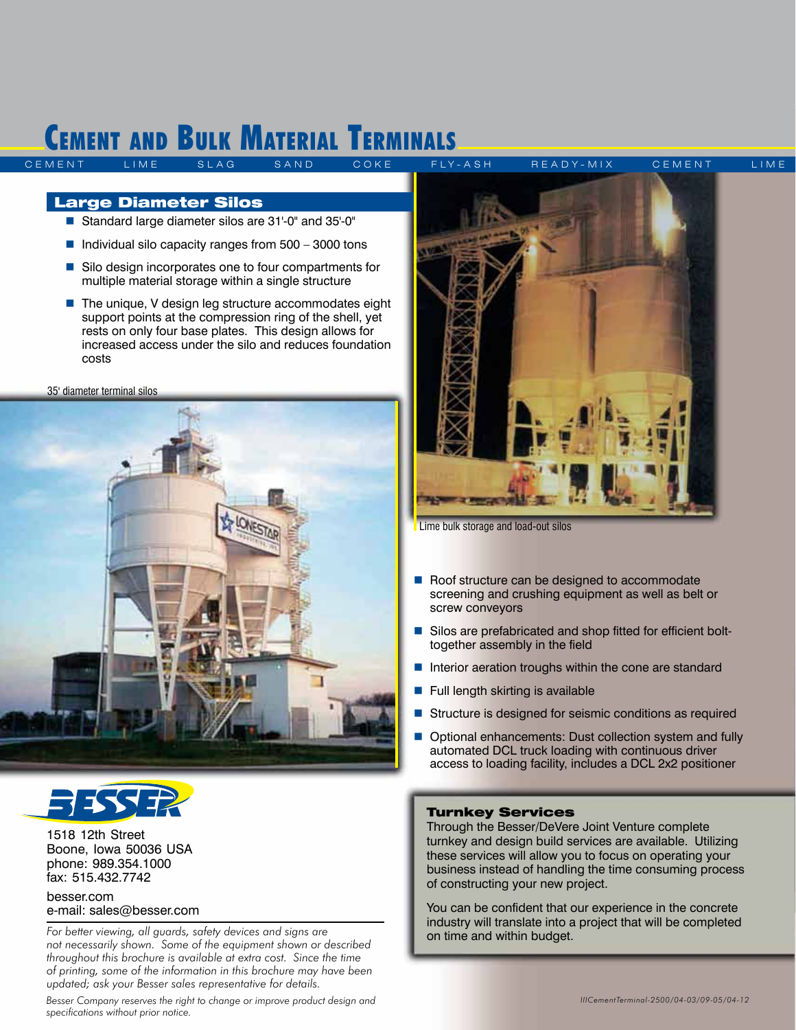# Cement and Bulk Material Terminals

CEMENT LIME SLAG SAND COKE FLY-ASH READY-MIX CEMENT LIME

## Large Diameter Silos

- Standard large diameter silos are 31'-0" and 35'-0"
- Individual silo capacity ranges from 500 – 3000 tons
- Silo design incorporates one to four compartments for multiple material storage within a single structure
- The unique, V design leg structure accommodates eight support points at the compression ring of the shell, yet rests on only four base plates. This design allows for increased access under the silo and reduces foundation costs

35' diameter terminal silos

Lime bulk storage and load-out silos

- Roof structure can be designed to accommodate screening and crushing equipment as well as belt or screw conveyors
- Silos are prefabricated and shop fitted for efficient bolt-together assembly in the field
- Interior aeration troughs within the cone are standard
- Full length skirting is available
- Structure is designed for seismic conditions as required
- Optional enhancements: Dust collection system and fully automated DCL truck loading with continuous driver access to loading facility, includes a DCL 2x2 positioner

### Turnkey Services

Through the Besser/DeVere Joint Venture complete turnkey and design build services are available. Utilizing these services will allow you to focus on operating your business instead of handling the time consuming process of constructing your new project.

You can be confident that our experience in the concrete industry will translate into a project that will be completed on time and within budget.

BESSER

1518 12th Street
Boone, Iowa 50036 USA
phone: 989.354.1000
fax: 515.432.7742

besser.com
e-mail: sales@besser.com

*For better viewing, all guards, safety devices and signs are not necessarily shown. Some of the equipment shown or described throughout this brochure is available at extra cost. Since the time of printing, some of the information in this brochure may have been updated; ask your Besser sales representative for details.*

*Besser Company reserves the right to change or improve product design and specifications without prior notice.*

*IIICementTerminal-2500/04-03/09-05/04-12*